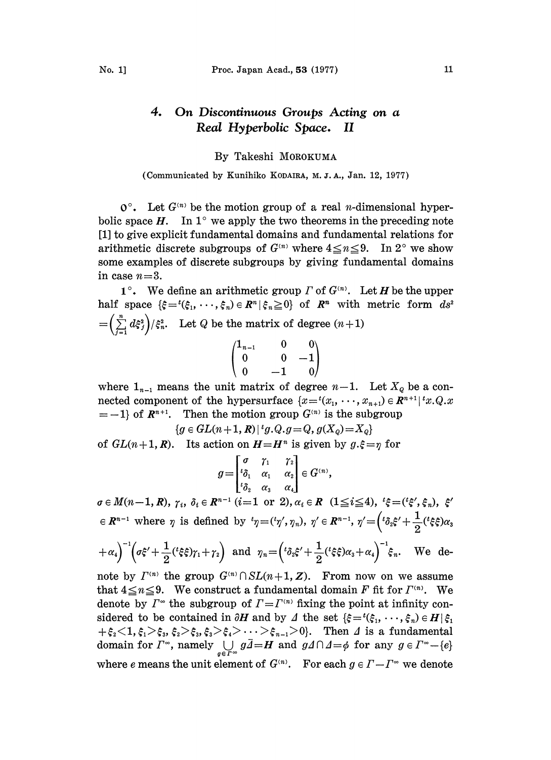# 4. *On Discontinuous Groups Acting on a Real Hyperbolic Space. II*

By Takeshi MOROKUMA

(Communicated by Kunihiko KODAIRA, M. J. A., Jan. 12, 1977)

**0°.** Let $G^{(n)}$ be the motion group of a real $n$-dimensional hyperbolic space $\boldsymbol{H}$. In 1° we apply the two theorems in the preceding note [1] to give explicit fundamental domains and fundamental relations for arithmetic discrete subgroups of $G^{(n)}$ where $4 \leqq n \leqq 9$. In 2° we show some examples of discrete subgroups by giving fundamental domains in case $n=3$.

**1°.** We define an arithmetic group $\Gamma$ of $G^{(n)}$. Let $\boldsymbol{H}$ be the upper half space $\{\xi={}^t(\xi_1, \cdots, \xi_n) \in \boldsymbol{R}^n \mid \xi_n \geqq 0\}$ of $\boldsymbol{R}^n$ with metric form $ds^2 = \left(\sum_{j=1}^{n} d\xi_j^2\right)/\xi_n^2$. Let $Q$ be the matrix of degree $(n+1)$

$$\begin{pmatrix} 1_{n-1} & 0 & 0 \\ 0 & 0 & -1 \\ 0 & -1 & 0 \end{pmatrix}$$

where $1_{n-1}$ means the unit matrix of degree $n-1$. Let $X_Q$ be a connected component of the hypersurface $\{x={}^t(x_1, \cdots, x_{n+1}) \in \boldsymbol{R}^{n+1} \mid {}^t x.Q.x = -1\}$ of $\boldsymbol{R}^{n+1}$. Then the motion group $G^{(n)}$ is the subgroup

$$\{g \in GL(n+1, \boldsymbol{R}) \mid {}^t g.Q.g = Q,\ g(X_Q) = X_Q\}$$

of $GL(n+1, \boldsymbol{R})$. Its action on $\boldsymbol{H}=\boldsymbol{H}^n$ is given by $g.\xi=\eta$ for

$$g=\begin{bmatrix} \sigma & \gamma_1 & \gamma_2 \\ {}^t\delta_1 & \alpha_1 & \alpha_2 \\ {}^t\delta_2 & \alpha_3 & \alpha_4 \end{bmatrix} \in G^{(n)},$$

$\sigma \in M(n-1, \boldsymbol{R})$, $\gamma_i, \delta_i \in \boldsymbol{R}^{n-1}$ $(i=1 \text{ or } 2)$, $\alpha_i \in \boldsymbol{R}$ $(1 \leqq i \leqq 4)$, ${}^t\xi=({}^t\xi', \xi_n)$, $\xi' \in \boldsymbol{R}^{n-1}$ where $\eta$ is defined by ${}^t\eta=({}^t\eta', \eta_n)$, $\eta' \in \boldsymbol{R}^{n-1}$, $\eta'=\left({}^t\delta_2\xi'+\frac{1}{2}({}^t\xi\xi)\alpha_3+\alpha_4\right)^{-1}\left(\sigma\xi'+\frac{1}{2}({}^t\xi\xi)\gamma_1+\gamma_2\right)$ and $\eta_n=\left({}^t\delta_2\xi'+\frac{1}{2}({}^t\xi\xi)\alpha_3+\alpha_4\right)^{-1}\xi_n$. We denote by $\Gamma^{(n)}$ the group $G^{(n)} \cap SL(n+1, \boldsymbol{Z})$. From now on we assume that $4 \leqq n \leqq 9$. We construct a fundamental domain $F$ fit for $\Gamma^{(n)}$. We denote by $\Gamma^\infty$ the subgroup of $\Gamma=\Gamma^{(n)}$ fixing the point at infinity considered to be contained in $\partial\boldsymbol{H}$ and by $\varDelta$ the set $\{\xi={}^t(\xi_1, \cdots, \xi_n) \in \boldsymbol{H} \mid \xi_1 + \xi_2 < 1, \xi_1 > \xi_3, \xi_2 > \xi_3, \xi_3 > \xi_4 > \cdots > \xi_{n-1} > 0\}$. Then $\varDelta$ is a fundamental domain for $\Gamma^\infty$, namely $\bigcup_{g \in \Gamma^\infty} g\bar{\varDelta}=\boldsymbol{H}$ and $g\varDelta \cap \varDelta=\phi$ for any $g \in \Gamma^\infty-\{e\}$ where $e$ means the unit element of $G^{(n)}$. For each $g \in \Gamma-\Gamma^\infty$ we denote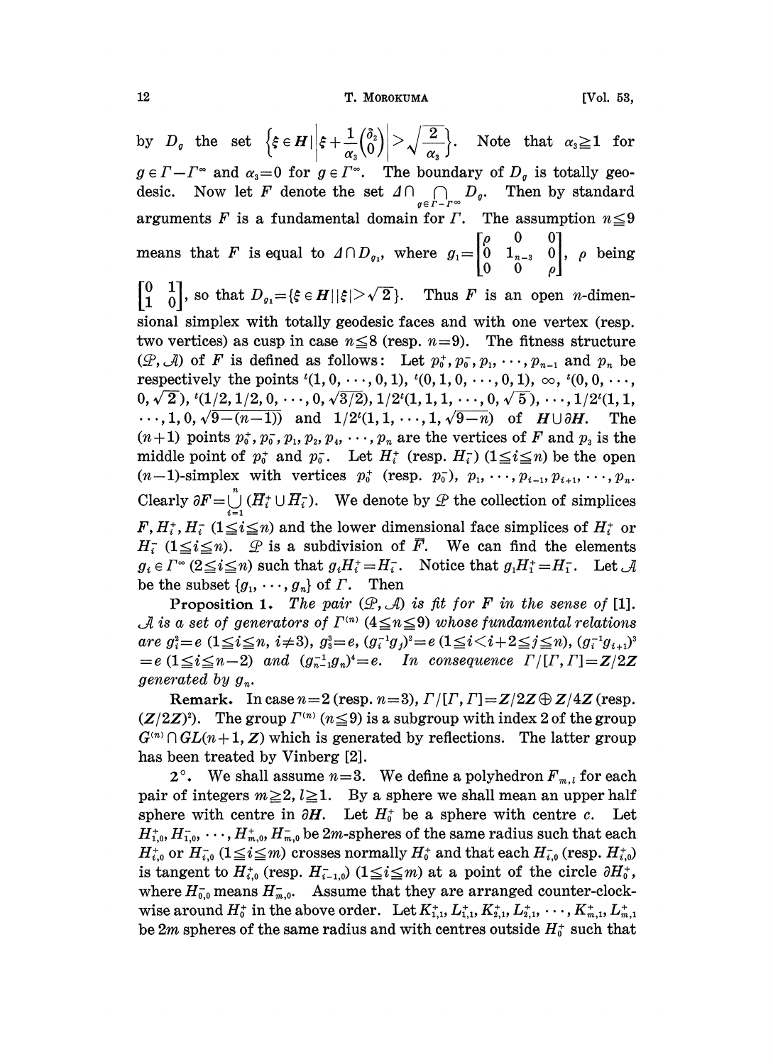by $D_g$ the set $\left\{\xi \in \boldsymbol{H} \middle| \left|\xi + \frac{1}{\alpha_3}\binom{\delta_2}{0}\right| > \sqrt{\frac{2}{\alpha_3}}\right\}$. Note that $\alpha_3 \geqq 1$ for $g \in \Gamma - \Gamma^\infty$ and $\alpha_3 = 0$ for $g \in \Gamma^\infty$. The boundary of $D_g$ is totally geodesic. Now let $F$ denote the set $\Delta \cap \bigcap_{g \in \Gamma - \Gamma^\infty} D_g$. Then by standard arguments $F$ is a fundamental domain for $\Gamma$. The assumption $n \leqq 9$ means that $F$ is equal to $\Delta \cap D_{g_1}$, where $g_1 = \begin{bmatrix} \rho & 0 & 0 \\ 0 & 1_{n-3} & 0 \\ 0 & 0 & \rho \end{bmatrix}$, $\rho$ being $\begin{bmatrix} 0 & 1 \\ 1 & 0 \end{bmatrix}$, so that $D_{g_1} = \{\xi \in \boldsymbol{H} \mid |\xi| > \sqrt{2}\}$. Thus $F$ is an open $n$-dimensional simplex with totally geodesic faces and with one vertex (resp. two vertices) as cusp in case $n \leqq 8$ (resp. $n = 9$). The fitness structure $(\mathcal{P}, \mathcal{A})$ of $F$ is defined as follows: Let $p_0^+, p_0^-, p_1, \cdots, p_{n-1}$ and $p_n$ be respectively the points ${}^t(1, 0, \cdots, 0, 1)$, ${}^t(0, 1, 0, \cdots, 0, 1)$, $\infty$, ${}^t(0, 0, \cdots, 0, \sqrt{2})$, ${}^t(1/2, 1/2, 0, \cdots, 0, \sqrt{3/2})$, $1/2\,{}^t(1, 1, 1, \cdots, 0, \sqrt{5})$, $\cdots$, $1/2\,{}^t(1, 1, \cdots, 1, 0, \sqrt{9-(n-1)})$ and $1/2\,{}^t(1, 1, \cdots, 1, \sqrt{9-n})$ of $\boldsymbol{H} \cup \partial \boldsymbol{H}$. The $(n+1)$ points $p_0^+, p_0^-, p_1, p_2, p_4, \cdots, p_n$ are the vertices of $F$ and $p_3$ is the middle point of $p_0^+$ and $p_0^-$. Let $H_i^+$ (resp. $H_i^-$) $(1 \leqq i \leqq n)$ be the open $(n-1)$-simplex with vertices $p_0^+$ (resp. $p_0^-$), $p_1, \cdots, p_{i-1}, p_{i+1}, \cdots, p_n$. Clearly $\partial F = \bigcup_{i=1}^{n} (\overline{H}_i^+ \cup \overline{H}_i^-)$. We denote by $\mathcal{P}$ the collection of simplices $F, H_i^+, H_i^-$ $(1 \leqq i \leqq n)$ and the lower dimensional face simplices of $H_i^+$ or $H_i^-$ $(1 \leqq i \leqq n)$. $\mathcal{P}$ is a subdivision of $\overline{F}$. We can find the elements $g_i \in \Gamma^\infty$ $(2 \leqq i \leqq n)$ such that $g_i H_i^+ = H_i^-$. Notice that $g_1 H_1^+ = H_1^-$. Let $\mathcal{A}$ be the subset $\{g_1, \cdots, g_n\}$ of $\Gamma$. Then

**Proposition 1.** *The pair $(\mathcal{P}, \mathcal{A})$ is fit for $F$ in the sense of* [1]. *$\mathcal{A}$ is a set of generators of $\Gamma^{(n)}$ $(4 \leqq n \leqq 9)$ whose fundamental relations are $g_i^2 = e$ $(1 \leqq i \leqq n,\ i \neq 3)$, $g_3^8 = e$, $(g_i^{-1} g_j)^2 = e$ $(1 \leqq i < i+2 \leqq j \leqq n)$, $(g_i^{-1} g_{i+1})^3 = e$ $(1 \leqq i \leqq n-2)$ and $(g_{n-1}^{-1} g_n)^4 = e$. In consequence $\Gamma/[\Gamma, \Gamma] = \boldsymbol{Z}/2\boldsymbol{Z}$ generated by $g_n$.*

**Remark.** In case $n=2$ (resp. $n=3$), $\Gamma/[\Gamma, \Gamma] = \boldsymbol{Z}/2\boldsymbol{Z} \oplus \boldsymbol{Z}/4\boldsymbol{Z}$ (resp. $(\boldsymbol{Z}/2\boldsymbol{Z})^2$). The group $\Gamma^{(n)}$ $(n \leqq 9)$ is a subgroup with index 2 of the group $G^{(n)} \cap GL(n+1, \boldsymbol{Z})$ which is generated by reflections. The latter group has been treated by Vinberg [2].

2°. We shall assume $n=3$. We define a polyhedron $F_{m,l}$ for each pair of integers $m \geqq 2$, $l \geqq 1$. By a sphere we shall mean an upper half sphere with centre in $\partial \boldsymbol{H}$. Let $H_0^+$ be a sphere with centre $c$. Let $H_{1,0}^+, H_{1,0}^-, \cdots, H_{m,0}^+, H_{m,0}^-$ be $2m$-spheres of the same radius such that each $H_{i,0}^+$ or $H_{i,0}^-$ $(1 \leqq i \leqq m)$ crosses normally $H_0^+$ and that each $H_{i,0}^-$ (resp. $H_{i,0}^+$) is tangent to $H_{i,0}^+$ (resp. $H_{i-1,0}^-$) $(1 \leqq i \leqq m)$ at a point of the circle $\partial H_0^+$, where $H_{0,0}^-$ means $H_{m,0}^-$. Assume that they are arranged counter-clockwise around $H_0^+$ in the above order. Let $K_{1,1}^+, L_{1,1}^+, K_{2,1}^+, L_{2,1}^+, \cdots, K_{m,1}^+, L_{m,1}^+$ be $2m$ spheres of the same radius and with centres outside $H_0^+$ such that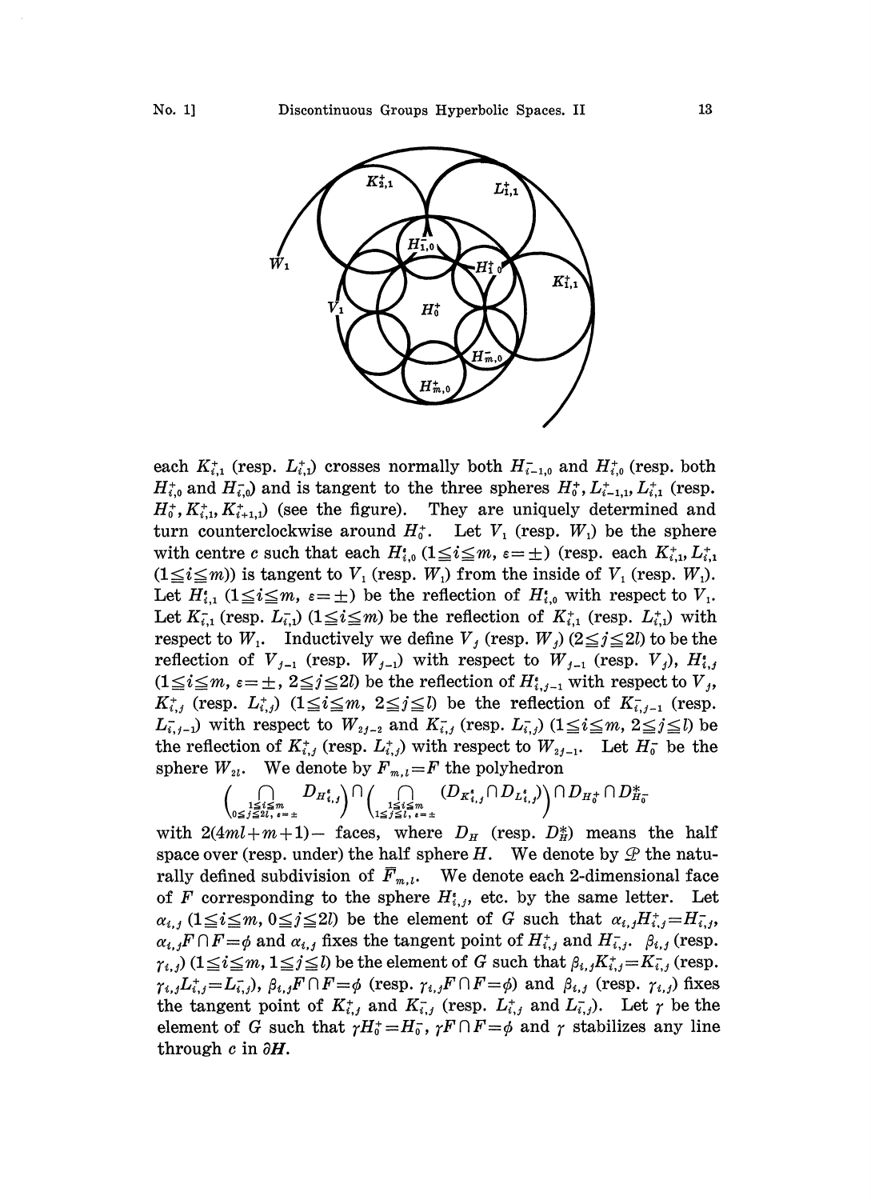each $K^+_{i,1}$ (resp. $L^+_{i,1}$) crosses normally both $H^-_{i-1,0}$ and $H^+_{i,0}$ (resp. both $H^+_{i,0}$ and $H^-_{i,0}$) and is tangent to the three spheres $H^+_0, L^+_{i-1,1}, L^+_{i,1}$ (resp. $H^+_0, K^+_{i,1}, K^+_{i+1,1}$) (see the figure). They are uniquely determined and turn counterclockwise around $H^+_0$. Let $V_1$ (resp. $W_1$) be the sphere with centre $c$ such that each $H^\varepsilon_{i,0}$ $(1 \leq i \leq m,\ \varepsilon = \pm)$ (resp. each $K^+_{i,1}, L^+_{i,1}$ $(1 \leq i \leq m)$) is tangent to $V_1$ (resp. $W_1$) from the inside of $V_1$ (resp. $W_1$). Let $H^\varepsilon_{i,1}$ $(1 \leq i \leq m,\ \varepsilon = \pm)$ be the reflection of $H^\varepsilon_{i,0}$ with respect to $V_1$. Let $K^-_{i,1}$ (resp. $L^-_{i,1}$) $(1 \leq i \leq m)$ be the reflection of $K^+_{i,1}$ (resp. $L^+_{i,1}$) with respect to $W_1$. Inductively we define $V_j$ (resp. $W_j$) $(2 \leq j \leq 2l)$ to be the reflection of $V_{j-1}$ (resp. $W_{j-1}$) with respect to $W_{j-1}$ (resp. $V_j$), $H^\varepsilon_{i,j}$ $(1 \leq i \leq m,\ \varepsilon = \pm,\ 2 \leq j \leq 2l)$ be the reflection of $H^\varepsilon_{i,j-1}$ with respect to $V_j$, $K^+_{i,j}$ (resp. $L^+_{i,j}$) $(1 \leq i \leq m,\ 2 \leq j \leq l)$ be the reflection of $K^-_{i,j-1}$ (resp. $L^-_{i,j-1}$) with respect to $W_{2j-2}$ and $K^-_{i,j}$ (resp. $L^-_{i,j}$) $(1 \leq i \leq m,\ 2 \leq j \leq l)$ be the reflection of $K^+_{i,j}$ (resp. $L^+_{i,j}$) with respect to $W_{2j-1}$. Let $H^-_0$ be the sphere $W_{2l}$. We denote by $F_{m,l} = F$ the polyhedron

$$\Big(\bigcap_{\substack{1 \leq i \leq m \\ 0 \leq j \leq 2l,\ \varepsilon = \pm}} D_{H^\varepsilon_{i,j}}\Big) \cap \Big(\bigcap_{\substack{1 \leq i \leq m \\ 1 \leq j \leq l,\ \varepsilon = \pm}} (D_{K^\varepsilon_{i,j}} \cap D_{L^\varepsilon_{i,j}})\Big) \cap D_{H^+_0} \cap D^*_{H^-_0}$$

with $2(4ml+m+1)-$ faces, where $D_H$ (resp. $D^*_H$) means the half space over (resp. under) the half sphere $H$. We denote by $\mathcal{P}$ the naturally defined subdivision of $\bar{F}_{m,l}$. We denote each 2-dimensional face of $F$ corresponding to the sphere $H^\varepsilon_{i,j}$, etc. by the same letter. Let $\alpha_{i,j}$ $(1 \leq i \leq m,\ 0 \leq j \leq 2l)$ be the element of $G$ such that $\alpha_{i,j} H^+_{i,j} = H^-_{i,j}$, $\alpha_{i,j} F \cap F = \phi$ and $\alpha_{i,j}$ fixes the tangent point of $H^+_{i,j}$ and $H^-_{i,j}$. $\beta_{i,j}$ (resp. $\gamma_{i,j}$) $(1 \leq i \leq m,\ 1 \leq j \leq l)$ be the element of $G$ such that $\beta_{i,j} K^+_{i,j} = K^-_{i,j}$ (resp. $\gamma_{i,j} L^+_{i,j} = L^-_{i,j}$), $\beta_{i,j} F \cap F = \phi$ (resp. $\gamma_{i,j} F \cap F = \phi$) and $\beta_{i,j}$ (resp. $\gamma_{i,j}$) fixes the tangent point of $K^+_{i,j}$ and $K^-_{i,j}$ (resp. $L^+_{i,j}$ and $L^-_{i,j}$). Let $\gamma$ be the element of $G$ such that $\gamma H^+_0 = H^-_0$, $\gamma F \cap F = \phi$ and $\gamma$ stabilizes any line through $c$ in $\partial \boldsymbol{H}$.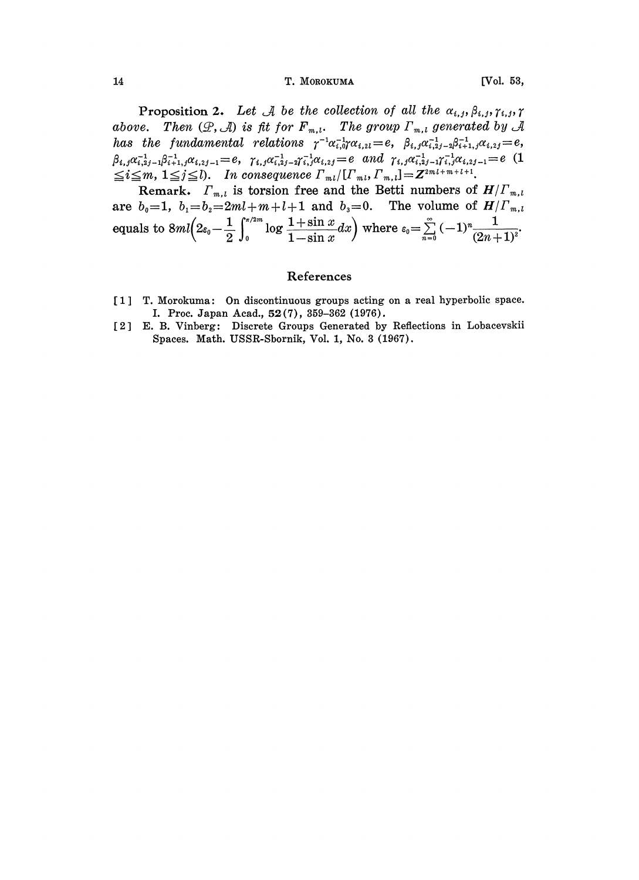**Proposition 2.** *Let $\mathcal{A}$ be the collection of all the $\alpha_{i,j}, \beta_{i,j}, \gamma_{i,j}, \gamma$ above. Then $(\mathcal{P}, \mathcal{A})$ is fit for $F_{m,l}$. The group $\Gamma_{m,l}$ generated by $\mathcal{A}$ has the fundamental relations $\gamma^{-1}\alpha_{i,0}^{-1}\gamma\alpha_{i,2l}=e$, $\beta_{i,j}\alpha_{i,2j-2}^{-1}\beta_{i+1,j}^{-1}\alpha_{i,2j}=e$, $\beta_{i,j}\alpha_{i,2j-1}^{-1}\beta_{i+1,j}^{-1}\alpha_{i,2j-1}=e$, $\gamma_{i,j}\alpha_{i,2j-2}^{-1}\gamma_{i,j}^{-1}\alpha_{i,2j}=e$ and $\gamma_{i,j}\alpha_{i,2j-1}^{-1}\gamma_{i,j}^{-1}\alpha_{i,2j-1}=e$ ($1 \leqq i \leqq m$, $1 \leqq j \leqq l$). In consequence $\Gamma_{ml}/[\Gamma_{ml}, \Gamma_{m,l}]=\mathbf{Z}^{2ml+m+l+1}$.*

**Remark.** $\Gamma_{m,l}$ is torsion free and the Betti numbers of $\mathbf{H}/\Gamma_{m,l}$ are $b_0=1$, $b_1=b_2=2ml+m+l+1$ and $b_3=0$. The volume of $\mathbf{H}/\Gamma_{m,l}$ equals to $8ml\left(2\varepsilon_0-\frac{1}{2}\int_0^{\pi/2m}\log\frac{1+\sin x}{1-\sin x}dx\right)$ where $\varepsilon_0=\sum_{n=0}^{\infty}(-1)^n\frac{1}{(2n+1)^2}$.

## References

[1] T. Morokuma: On discontinuous groups acting on a real hyperbolic space. I. Proc. Japan Acad., 52(7), 359–362 (1976).

[2] E. B. Vinberg: Discrete Groups Generated by Reflections in Lobacevskii Spaces. Math. USSR-Sbornik, Vol. 1, No. 3 (1967).